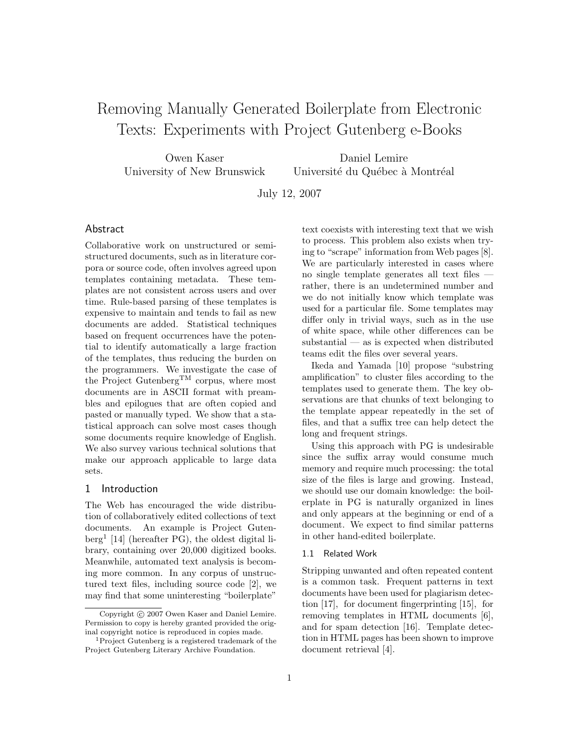# Removing Manually Generated Boilerplate from Electronic Texts: Experiments with Project Gutenberg e-Books

Owen Kaser
University of New Brunswick

Daniel Lemire
Université du Québec à Montréal

July 12, 2007

## Abstract

Collaborative work on unstructured or semi-structured documents, such as in literature corpora or source code, often involves agreed upon templates containing metadata. These templates are not consistent across users and over time. Rule-based parsing of these templates is expensive to maintain and tends to fail as new documents are added. Statistical techniques based on frequent occurrences have the potential to identify automatically a large fraction of the templates, thus reducing the burden on the programmers. We investigate the case of the Project Gutenberg™ corpus, where most documents are in ASCII format with preambles and epilogues that are often copied and pasted or manually typed. We show that a statistical approach can solve most cases though some documents require knowledge of English. We also survey various technical solutions that make our approach applicable to large data sets.

## 1 Introduction

The Web has encouraged the wide distribution of collaboratively edited collections of text documents. An example is Project Gutenberg[1] [14] (hereafter PG), the oldest digital library, containing over 20,000 digitized books. Meanwhile, automated text analysis is becoming more common. In any corpus of unstructured text files, including source code [2], we may find that some uninteresting "boilerplate" text coexists with interesting text that we wish to process. This problem also exists when trying to "scrape" information from Web pages [8]. We are particularly interested in cases where no single template generates all text files — rather, there is an undetermined number and we do not initially know which template was used for a particular file. Some templates may differ only in trivial ways, such as in the use of white space, while other differences can be substantial — as is expected when distributed teams edit the files over several years.

Ikeda and Yamada [10] propose "substring amplification" to cluster files according to the templates used to generate them. The key observations are that chunks of text belonging to the template appear repeatedly in the set of files, and that a suffix tree can help detect the long and frequent strings.

Using this approach with PG is undesirable since the suffix array would consume much memory and require much processing: the total size of the files is large and growing. Instead, we should use our domain knowledge: the boilerplate in PG is naturally organized in lines and only appears at the beginning or end of a document. We expect to find similar patterns in other hand-edited boilerplate.

### 1.1 Related Work

Stripping unwanted and often repeated content is a common task. Frequent patterns in text documents have been used for plagiarism detection [17], for document fingerprinting [15], for removing templates in HTML documents [6], and for spam detection [16]. Template detection in HTML pages has been shown to improve document retrieval [4].

---

Copyright © 2007 Owen Kaser and Daniel Lemire. Permission to copy is hereby granted provided the original copyright notice is reproduced in copies made.

[1] Project Gutenberg is a registered trademark of the Project Gutenberg Literary Archive Foundation.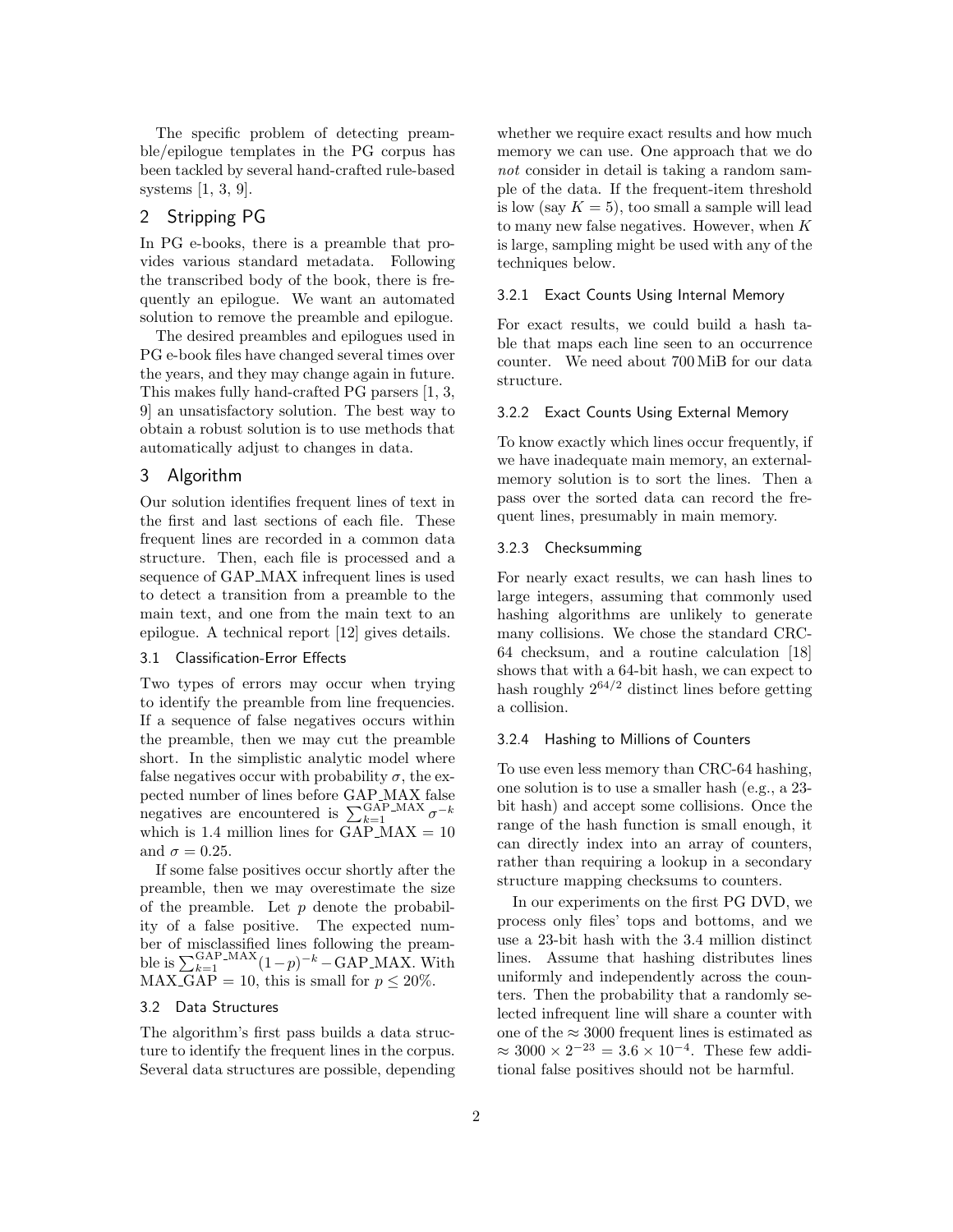The specific problem of detecting preamble/epilogue templates in the PG corpus has been tackled by several hand-crafted rule-based systems [1, 3, 9].

## 2 Stripping PG

In PG e-books, there is a preamble that provides various standard metadata. Following the transcribed body of the book, there is frequently an epilogue. We want an automated solution to remove the preamble and epilogue.

The desired preambles and epilogues used in PG e-book files have changed several times over the years, and they may change again in future. This makes fully hand-crafted PG parsers [1, 3, 9] an unsatisfactory solution. The best way to obtain a robust solution is to use methods that automatically adjust to changes in data.

## 3 Algorithm

Our solution identifies frequent lines of text in the first and last sections of each file. These frequent lines are recorded in a common data structure. Then, each file is processed and a sequence of GAP_MAX infrequent lines is used to detect a transition from a preamble to the main text, and one from the main text to an epilogue. A technical report [12] gives details.

### 3.1 Classification-Error Effects

Two types of errors may occur when trying to identify the preamble from line frequencies. If a sequence of false negatives occurs within the preamble, then we may cut the preamble short. In the simplistic analytic model where false negatives occur with probability $\sigma$, the expected number of lines before GAP_MAX false negatives are encountered is $\sum_{k=1}^{\text{GAP\_MAX}} \sigma^{-k}$ which is 1.4 million lines for GAP_MAX = 10 and $\sigma = 0.25$.

If some false positives occur shortly after the preamble, then we may overestimate the size of the preamble. Let $p$ denote the probability of a false positive. The expected number of misclassified lines following the preamble is $\sum_{k=1}^{\text{GAP\_MAX}} (1-p)^{-k} - \text{GAP\_MAX}$. With MAX_GAP = 10, this is small for $p \leq 20\%$.

### 3.2 Data Structures

The algorithm's first pass builds a data structure to identify the frequent lines in the corpus. Several data structures are possible, depending whether we require exact results and how much memory we can use. One approach that we do *not* consider in detail is taking a random sample of the data. If the frequent-item threshold is low (say $K = 5$), too small a sample will lead to many new false negatives. However, when $K$ is large, sampling might be used with any of the techniques below.

#### 3.2.1 Exact Counts Using Internal Memory

For exact results, we could build a hash table that maps each line seen to an occurrence counter. We need about 700 MiB for our data structure.

#### 3.2.2 Exact Counts Using External Memory

To know exactly which lines occur frequently, if we have inadequate main memory, an external-memory solution is to sort the lines. Then a pass over the sorted data can record the frequent lines, presumably in main memory.

#### 3.2.3 Checksumming

For nearly exact results, we can hash lines to large integers, assuming that commonly used hashing algorithms are unlikely to generate many collisions. We chose the standard CRC-64 checksum, and a routine calculation [18] shows that with a 64-bit hash, we can expect to hash roughly $2^{64/2}$ distinct lines before getting a collision.

#### 3.2.4 Hashing to Millions of Counters

To use even less memory than CRC-64 hashing, one solution is to use a smaller hash (e.g., a 23-bit hash) and accept some collisions. Once the range of the hash function is small enough, it can directly index into an array of counters, rather than requiring a lookup in a secondary structure mapping checksums to counters.

In our experiments on the first PG DVD, we process only files' tops and bottoms, and we use a 23-bit hash with the 3.4 million distinct lines. Assume that hashing distributes lines uniformly and independently across the counters. Then the probability that a randomly selected infrequent line will share a counter with one of the $\approx 3000$ frequent lines is estimated as $\approx 3000 \times 2^{-23} = 3.6 \times 10^{-4}$. These few additional false positives should not be harmful.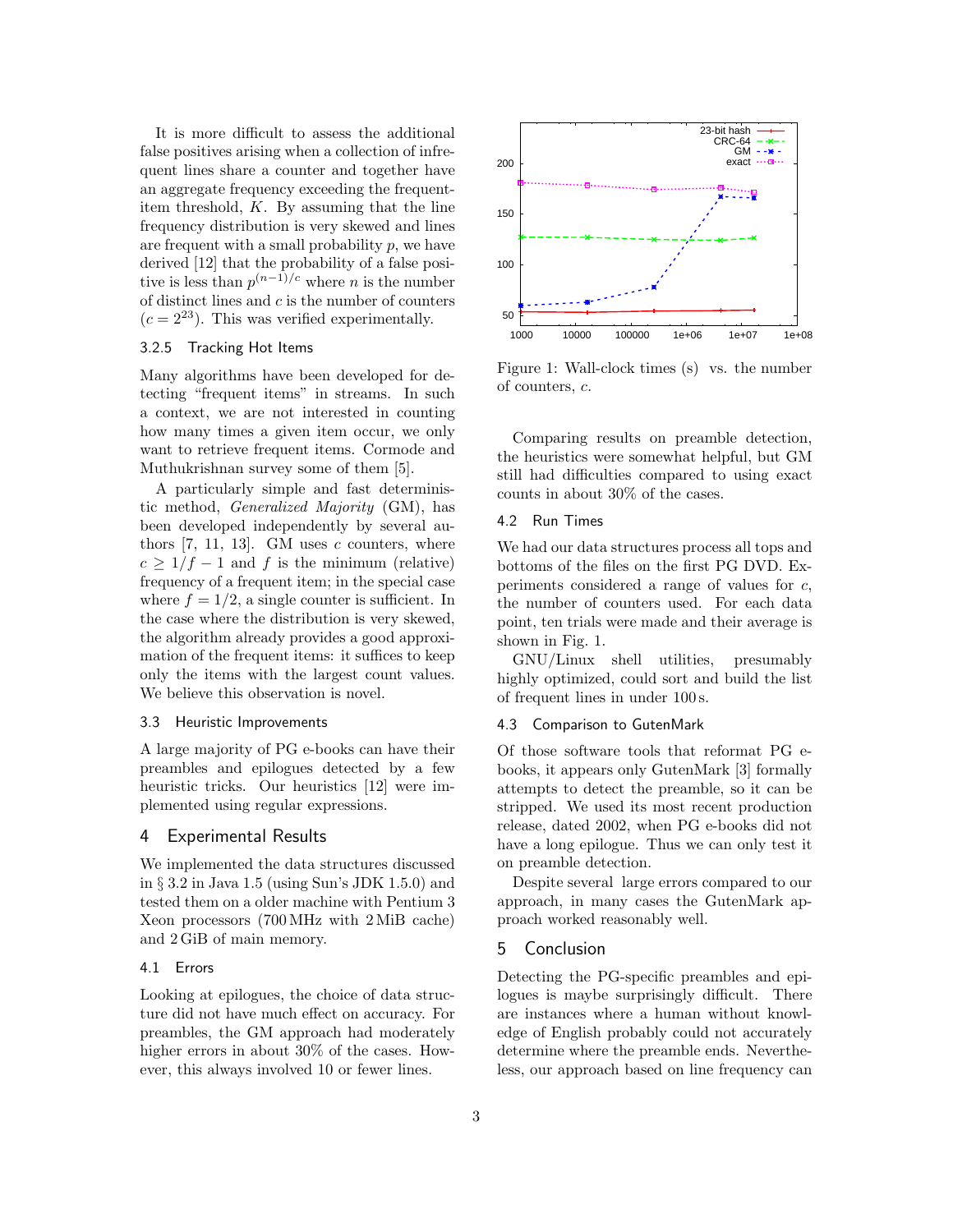It is more difficult to assess the additional false positives arising when a collection of infrequent lines share a counter and together have an aggregate frequency exceeding the frequent-item threshold, $K$. By assuming that the line frequency distribution is very skewed and lines are frequent with a small probability $p$, we have derived [12] that the probability of a false positive is less than $p^{(n-1)/c}$ where $n$ is the number of distinct lines and $c$ is the number of counters ($c = 2^{23}$). This was verified experimentally.

### 3.2.5 Tracking Hot Items

Many algorithms have been developed for detecting "frequent items" in streams. In such a context, we are not interested in counting how many times a given item occur, we only want to retrieve frequent items. Cormode and Muthukrishnan survey some of them [5].

A particularly simple and fast deterministic method, *Generalized Majority* (GM), has been developed independently by several authors [7, 11, 13]. GM uses $c$ counters, where $c \geq 1/f - 1$ and $f$ is the minimum (relative) frequency of a frequent item; in the special case where $f = 1/2$, a single counter is sufficient. In the case where the distribution is very skewed, the algorithm already provides a good approximation of the frequent items: it suffices to keep only the items with the largest count values. We believe this observation is novel.

### 3.3 Heuristic Improvements

A large majority of PG e-books can have their preambles and epilogues detected by a few heuristic tricks. Our heuristics [12] were implemented using regular expressions.

## 4 Experimental Results

We implemented the data structures discussed in § 3.2 in Java 1.5 (using Sun's JDK 1.5.0) and tested them on a older machine with Pentium 3 Xeon processors (700 MHz with 2 MiB cache) and 2 GiB of main memory.

### 4.1 Errors

Looking at epilogues, the choice of data structure did not have much effect on accuracy. For preambles, the GM approach had moderately higher errors in about 30% of the cases. However, this always involved 10 or fewer lines.

Figure 1: Wall-clock times (s) vs. the number of counters, $c$.

Comparing results on preamble detection, the heuristics were somewhat helpful, but GM still had difficulties compared to using exact counts in about 30% of the cases.

### 4.2 Run Times

We had our data structures process all tops and bottoms of the files on the first PG DVD. Experiments considered a range of values for $c$, the number of counters used. For each data point, ten trials were made and their average is shown in Fig. 1.

GNU/Linux shell utilities, presumably highly optimized, could sort and build the list of frequent lines in under 100 s.

### 4.3 Comparison to GutenMark

Of those software tools that reformat PG e-books, it appears only GutenMark [3] formally attempts to detect the preamble, so it can be stripped. We used its most recent production release, dated 2002, when PG e-books did not have a long epilogue. Thus we can only test it on preamble detection.

Despite several large errors compared to our approach, in many cases the GutenMark approach worked reasonably well.

## 5 Conclusion

Detecting the PG-specific preambles and epilogues is maybe surprisingly difficult. There are instances where a human without knowledge of English probably could not accurately determine where the preamble ends. Nevertheless, our approach based on line frequency can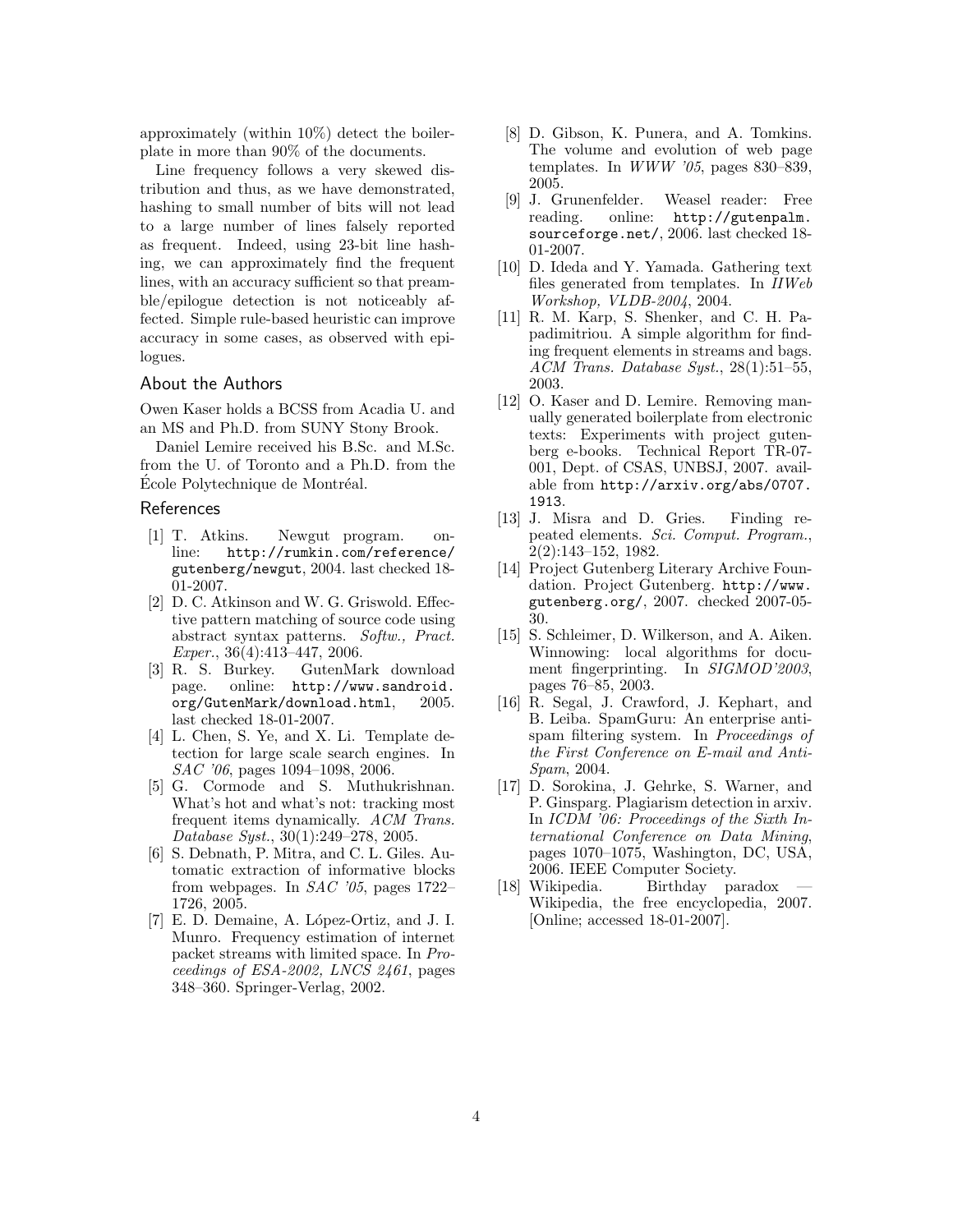approximately (within 10%) detect the boilerplate in more than 90% of the documents.

Line frequency follows a very skewed distribution and thus, as we have demonstrated, hashing to small number of bits will not lead to a large number of lines falsely reported as frequent. Indeed, using 23-bit line hashing, we can approximately find the frequent lines, with an accuracy sufficient so that preamble/epilogue detection is not noticeably affected. Simple rule-based heuristic can improve accuracy in some cases, as observed with epilogues.

## About the Authors

Owen Kaser holds a BCSS from Acadia U. and an MS and Ph.D. from SUNY Stony Brook.

Daniel Lemire received his B.Sc. and M.Sc. from the U. of Toronto and a Ph.D. from the École Polytechnique de Montréal.

## References

[1] T. Atkins. Newgut program. online: `http://rumkin.com/reference/gutenberg/newgut`, 2004. last checked 18-01-2007.

[2] D. C. Atkinson and W. G. Griswold. Effective pattern matching of source code using abstract syntax patterns. *Softw., Pract. Exper.*, 36(4):413–447, 2006.

[3] R. S. Burkey. GutenMark download page. online: `http://www.sandroid.org/GutenMark/download.html`, 2005. last checked 18-01-2007.

[4] L. Chen, S. Ye, and X. Li. Template detection for large scale search engines. In *SAC '06*, pages 1094–1098, 2006.

[5] G. Cormode and S. Muthukrishnan. What's hot and what's not: tracking most frequent items dynamically. *ACM Trans. Database Syst.*, 30(1):249–278, 2005.

[6] S. Debnath, P. Mitra, and C. L. Giles. Automatic extraction of informative blocks from webpages. In *SAC '05*, pages 1722–1726, 2005.

[7] E. D. Demaine, A. López-Ortiz, and J. I. Munro. Frequency estimation of internet packet streams with limited space. In *Proceedings of ESA-2002, LNCS 2461*, pages 348–360. Springer-Verlag, 2002.

[8] D. Gibson, K. Punera, and A. Tomkins. The volume and evolution of web page templates. In *WWW '05*, pages 830–839, 2005.

[9] J. Grunenfelder. Weasel reader: Free reading. online: `http://gutenpalm.sourceforge.net/`, 2006. last checked 18-01-2007.

[10] D. Ideda and Y. Yamada. Gathering text files generated from templates. In *IIWeb Workshop, VLDB-2004*, 2004.

[11] R. M. Karp, S. Shenker, and C. H. Papadimitriou. A simple algorithm for finding frequent elements in streams and bags. *ACM Trans. Database Syst.*, 28(1):51–55, 2003.

[12] O. Kaser and D. Lemire. Removing manually generated boilerplate from electronic texts: Experiments with project gutenberg e-books. Technical Report TR-07-001, Dept. of CSAS, UNBSJ, 2007. available from `http://arxiv.org/abs/0707.1913`.

[13] J. Misra and D. Gries. Finding repeated elements. *Sci. Comput. Program.*, 2(2):143–152, 1982.

[14] Project Gutenberg Literary Archive Foundation. Project Gutenberg. `http://www.gutenberg.org/`, 2007. checked 2007-05-30.

[15] S. Schleimer, D. Wilkerson, and A. Aiken. Winnowing: local algorithms for document fingerprinting. In *SIGMOD'2003*, pages 76–85, 2003.

[16] R. Segal, J. Crawford, J. Kephart, and B. Leiba. SpamGuru: An enterprise anti-spam filtering system. In *Proceedings of the First Conference on E-mail and Anti-Spam*, 2004.

[17] D. Sorokina, J. Gehrke, S. Warner, and P. Ginsparg. Plagiarism detection in arxiv. In *ICDM '06: Proceedings of the Sixth International Conference on Data Mining*, pages 1070–1075, Washington, DC, USA, 2006. IEEE Computer Society.

[18] Wikipedia. Birthday paradox — Wikipedia, the free encyclopedia, 2007. [Online; accessed 18-01-2007].